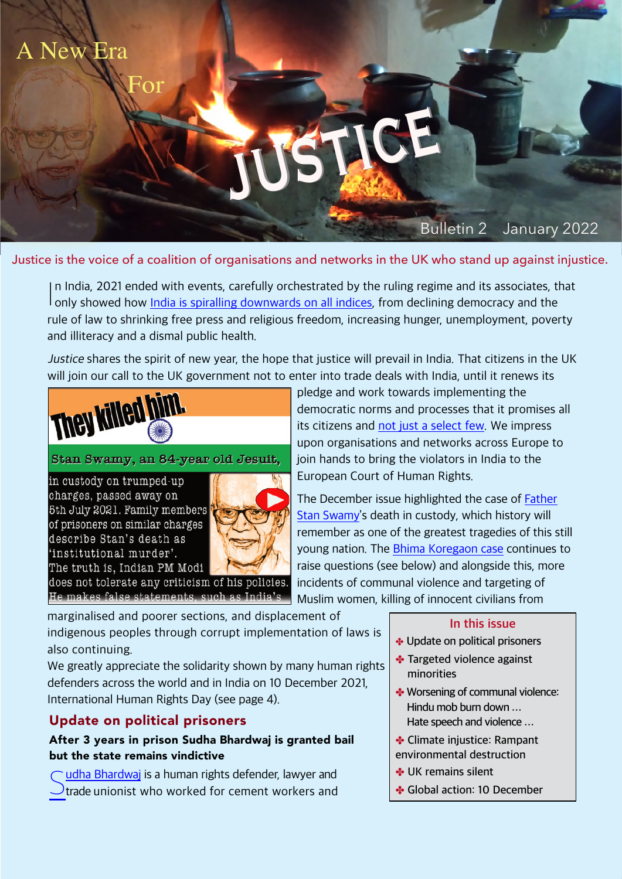# A New Era For JUSTICE

Bulletin 2 January 2022

Justice is the voice of a coalition of organisations and networks in the UK who stand up against injustice.

In India, 2021 ended with events, carefully orchestrated by the ruling regime and its associates, that only showed how India is spiralling downwards on all indices, from declining democracy and the rule of law to shrinking free press and religious freedom, increasing hunger, unemployment, poverty and illiteracy and a dismal public health.

*Justice* shares the spirit of new year, the hope that justice will prevail in India. That citizens in the UK will join our call to the UK government not to enter into trade deals with India, until it renews its pledge and work towards implementing the democratic norms and processes that it promises all its citizens and not just a select few. We impress upon organisations and networks across Europe to join hands to bring the violators in India to the European Court of Human Rights.

**They killed him.**

**Stan Swamy, an 84-year old Jesuit,** in custody on trumped-up charges, passed away on 5th July 2021. Family members of prisoners on similar charges describe Stan's death as 'institutional murder'. The truth is, Indian PM Modi does not tolerate any criticism of his policies. He makes false statements, such as India's

The December issue highlighted the case of Father Stan Swamy's death in custody, which history will remember as one of the greatest tragedies of this still young nation. The Bhima Koregaon case continues to raise questions (see below) and alongside this, more incidents of communal violence and targeting of Muslim women, killing of innocent civilians from marginalised and poorer sections, and displacement of indigenous peoples through corrupt implementation of laws is also continuing.

We greatly appreciate the solidarity shown by many human rights defenders across the world and in India on 10 December 2021, International Human Rights Day (see page 4).

**In this issue**

- Update on political prisoners
- Targeted violence against minorities
- Worsening of communal violence: Hindu mob burn down … Hate speech and violence …
- Climate injustice: Rampant environmental destruction
- UK remains silent
- Global action: 10 December

## Update on political prisoners

**After 3 years in prison Sudha Bhardwaj is granted bail but the state remains vindictive**

Sudha Bhardwaj is a human rights defender, lawyer and trade unionist who worked for cement workers and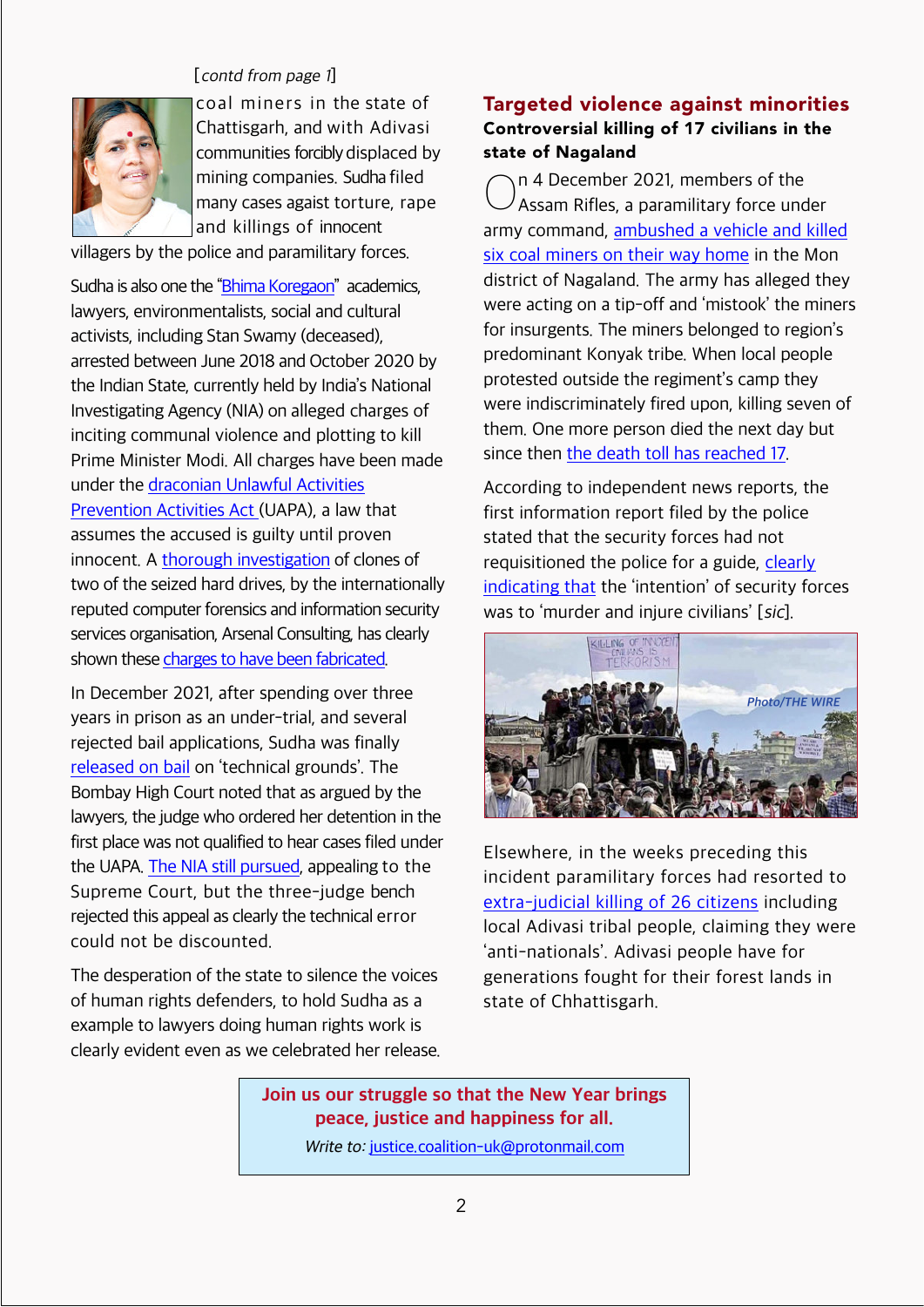[*contd from page 1*]

coal miners in the state of Chattisgarh, and with Adivasi communities forcibly displaced by mining companies. Sudha filed many cases agaist torture, rape and killings of innocent villagers by the police and paramilitary forces.

Sudha is also one the "Bhima Koregaon" academics, lawyers, environmentalists, social and cultural activists, including Stan Swamy (deceased), arrested between June 2018 and October 2020 by the Indian State, currently held by India's National Investigating Agency (NIA) on alleged charges of inciting communal violence and plotting to kill Prime Minister Modi. All charges have been made under the draconian Unlawful Activities Prevention Activities Act (UAPA), a law that assumes the accused is guilty until proven innocent. A thorough investigation of clones of two of the seized hard drives, by the internationally reputed computer forensics and information security services organisation, Arsenal Consulting, has clearly shown these charges to have been fabricated.

In December 2021, after spending over three years in prison as an under-trial, and several rejected bail applications, Sudha was finally released on bail on 'technical grounds'. The Bombay High Court noted that as argued by the lawyers, the judge who ordered her detention in the first place was not qualified to hear cases filed under the UAPA. The NIA still pursued, appealing to the Supreme Court, but the three-judge bench rejected this appeal as clearly the technical error could not be discounted.

The desperation of the state to silence the voices of human rights defenders, to hold Sudha as a example to lawyers doing human rights work is clearly evident even as we celebrated her release.

## Targeted violence against minorities

### Controversial killing of 17 civilians in the state of Nagaland

On 4 December 2021, members of the Assam Rifles, a paramilitary force under army command, ambushed a vehicle and killed six coal miners on their way home in the Mon district of Nagaland. The army has alleged they were acting on a tip-off and 'mistook' the miners for insurgents. The miners belonged to region's predominant Konyak tribe. When local people protested outside the regiment's camp they were indiscriminately fired upon, killing seven of them. One more person died the next day but since then the death toll has reached 17.

According to independent news reports, the first information report filed by the police stated that the security forces had not requisitioned the police for a guide, clearly indicating that the 'intention' of security forces was to 'murder and injure civilians' [*sic*].

*Photo/THE WIRE*

Elsewhere, in the weeks preceding this incident paramilitary forces had resorted to extra-judicial killing of 26 citizens including local Adivasi tribal people, claiming they were 'anti-nationals'. Adivasi people have for generations fought for their forest lands in state of Chhattisgarh.

**Join us our struggle so that the New Year brings peace, justice and happiness for all.**

*Write to:* justice.coalition-uk@protonmail.com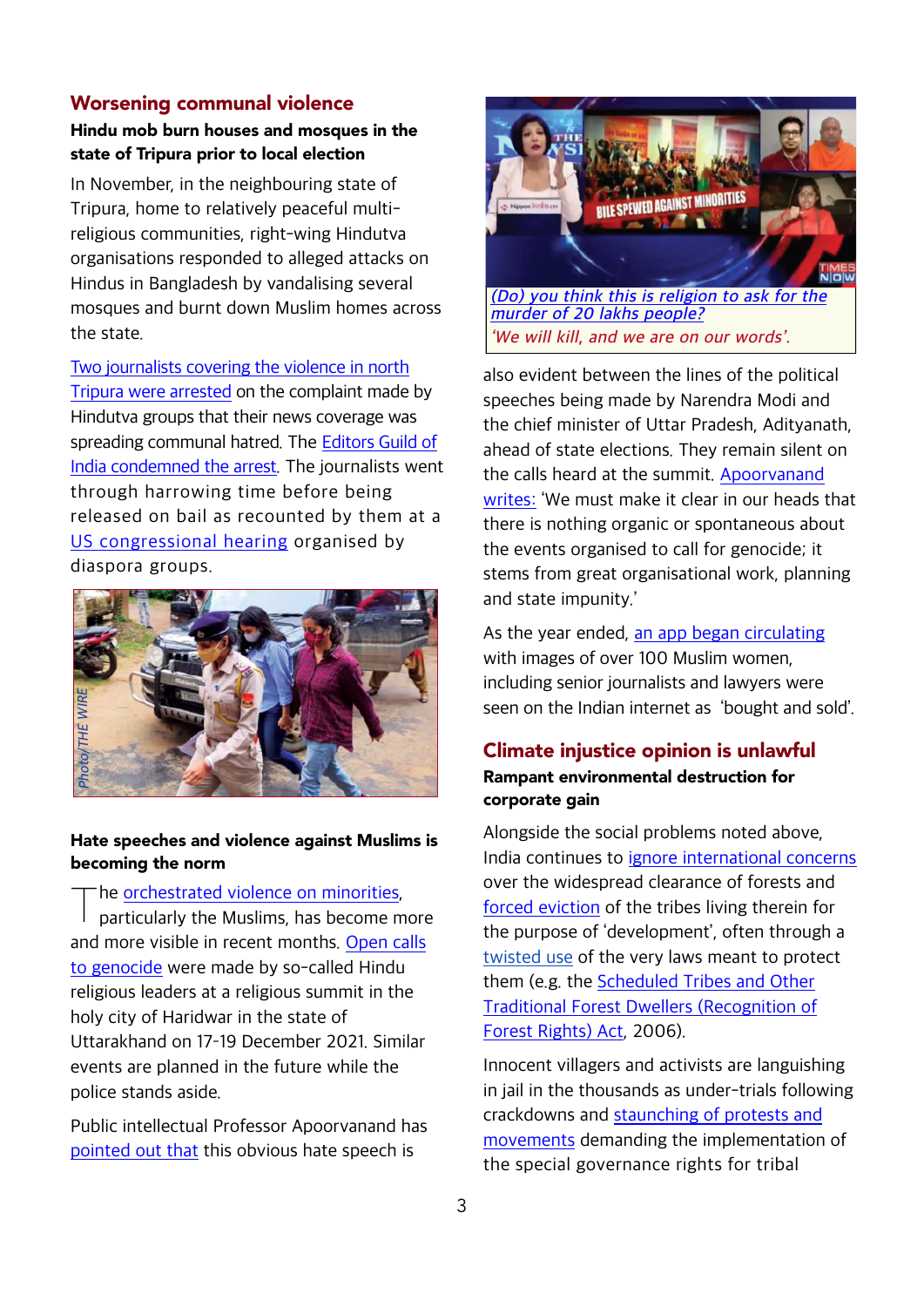## Worsening communal violence

**Hindu mob burn houses and mosques in the state of Tripura prior to local election**

In November, in the neighbouring state of Tripura, home to relatively peaceful multi-religious communities, right-wing Hindutva organisations responded to alleged attacks on Hindus in Bangladesh by vandalising several mosques and burnt down Muslim homes across the state.

Two journalists covering the violence in north Tripura were arrested on the complaint made by Hindutva groups that their news coverage was spreading communal hatred. The Editors Guild of India condemned the arrest. The journalists went through harrowing time before being released on bail as recounted by them at a US congressional hearing organised by diaspora groups.

Photo/THE WIRE

**Hate speeches and violence against Muslims is becoming the norm**

The orchestrated violence on minorities, particularly the Muslims, has become more and more visible in recent months. Open calls to genocide were made by so-called Hindu religious leaders at a religious summit in the holy city of Haridwar in the state of Uttarakhand on 17-19 December 2021. Similar events are planned in the future while the police stands aside.

Public intellectual Professor Apoorvanand has pointed out that this obvious hate speech is also evident between the lines of the political speeches being made by Narendra Modi and the chief minister of Uttar Pradesh, Adityanath, ahead of state elections. They remain silent on the calls heard at the summit. Apoorvanand writes: 'We must make it clear in our heads that there is nothing organic or spontaneous about the events organised to call for genocide; it stems from great organisational work, planning and state impunity.'

*(Do) you think this is religion to ask for the murder of 20 lakhs people?*

*'We will kill, and we are on our words'.*

As the year ended, an app began circulating with images of over 100 Muslim women, including senior journalists and lawyers were seen on the Indian internet as 'bought and sold'.

## Climate injustice opinion is unlawful

**Rampant environmental destruction for corporate gain**

Alongside the social problems noted above, India continues to ignore international concerns over the widespread clearance of forests and forced eviction of the tribes living therein for the purpose of 'development', often through a twisted use of the very laws meant to protect them (e.g. the Scheduled Tribes and Other Traditional Forest Dwellers (Recognition of Forest Rights) Act, 2006).

Innocent villagers and activists are languishing in jail in the thousands as under-trials following crackdowns and staunching of protests and movements demanding the implementation of the special governance rights for tribal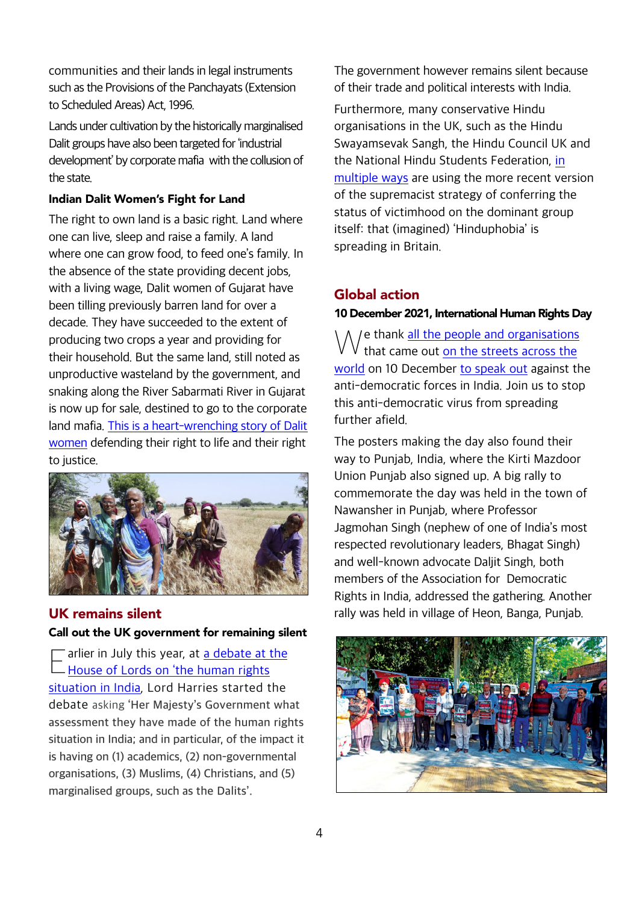communities and their lands in legal instruments such as the Provisions of the Panchayats (Extension to Scheduled Areas) Act, 1996.

Lands under cultivation by the historically marginalised Dalit groups have also been targeted for 'industrial development' by corporate mafia with the collusion of the state.

**Indian Dalit Women's Fight for Land**

The right to own land is a basic right. Land where one can live, sleep and raise a family. A land where one can grow food, to feed one's family. In the absence of the state providing decent jobs, with a living wage, Dalit women of Gujarat have been tilling previously barren land for over a decade. They have succeeded to the extent of producing two crops a year and providing for their household. But the same land, still noted as unproductive wasteland by the government, and snaking along the River Sabarmati River in Gujarat is now up for sale, destined to go to the corporate land mafia. This is a heart-wrenching story of Dalit women defending their right to life and their right to justice.

## UK remains silent

**Call out the UK government for remaining silent**

Earlier in July this year, at a debate at the House of Lords on 'the human rights situation in India', Lord Harries started the debate asking 'Her Majesty's Government what assessment they have made of the human rights situation in India; and in particular, of the impact it is having on (1) academics, (2) non-governmental organisations, (3) Muslims, (4) Christians, and (5) marginalised groups, such as the Dalits'.

The government however remains silent because of their trade and political interests with India.

Furthermore, many conservative Hindu organisations in the UK, such as the Hindu Swayamsevak Sangh, the Hindu Council UK and the National Hindu Students Federation, in multiple ways are using the more recent version of the supremacist strategy of conferring the status of victimhood on the dominant group itself: that (imagined) 'Hinduphobia' is spreading in Britain.

## Global action

**10 December 2021, International Human Rights Day**

We thank all the people and organisations that came out on the streets across the world on 10 December to speak out against the anti-democratic forces in India. Join us to stop this anti-democratic virus from spreading further afield.

The posters making the day also found their way to Punjab, India, where the Kirti Mazdoor Union Punjab also signed up. A big rally to commemorate the day was held in the town of Nawansher in Punjab, where Professor Jagmohan Singh (nephew of one of India's most respected revolutionary leaders, Bhagat Singh) and well-known advocate Daljit Singh, both members of the Association for Democratic Rights in India, addressed the gathering. Another rally was held in village of Heon, Banga, Punjab.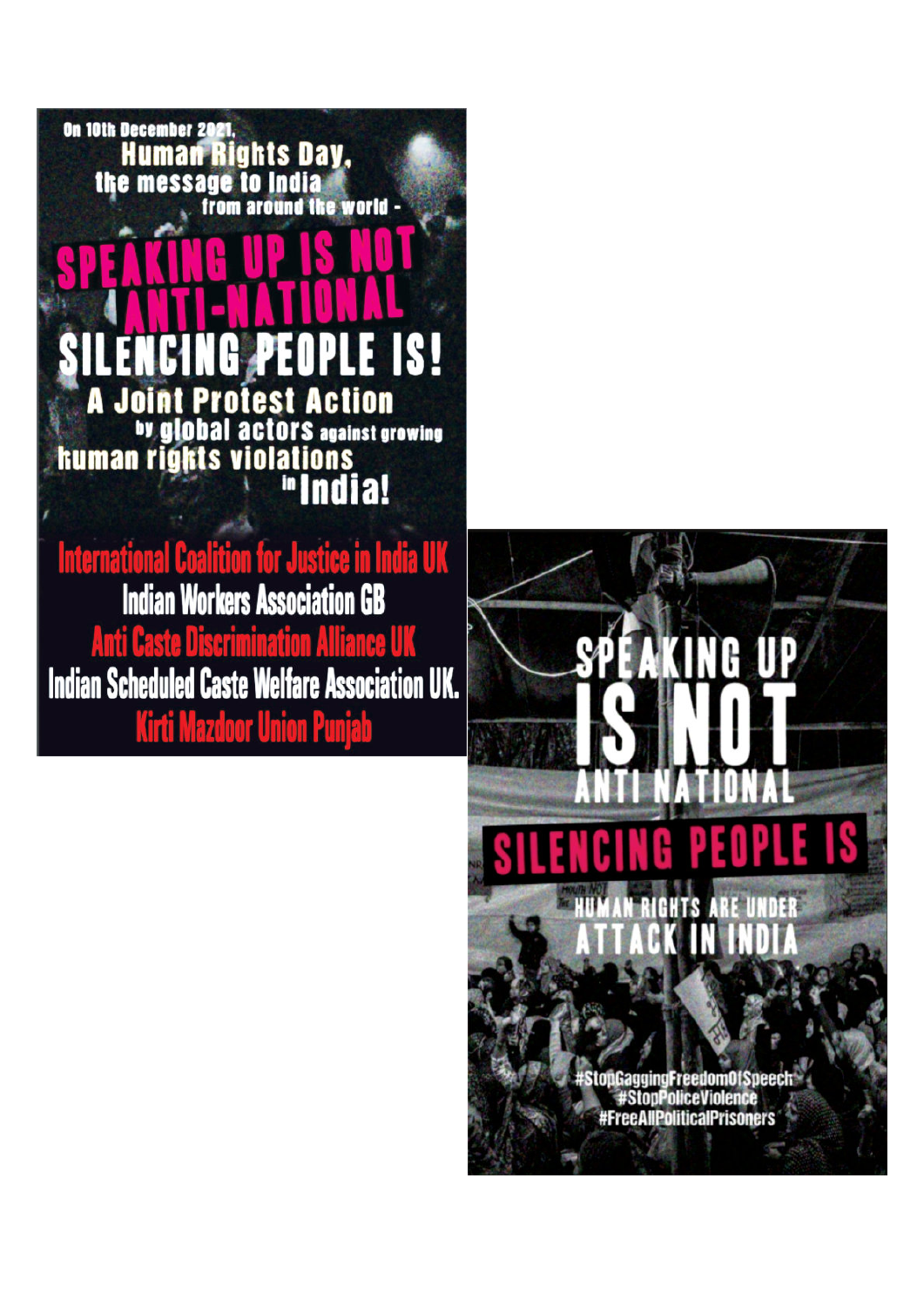On 10th December 2021,
Human Rights Day,
the message to India
from around the world -

# SPEAKING UP IS NOT ANTI-NATIONAL
# SILENCING PEOPLE IS!

**A Joint Protest Action**
by global actors against growing
human rights violations
in India!

International Coalition for Justice in India UK
Indian Workers Association GB
Anti Caste Discrimination Alliance UK
Indian Scheduled Caste Welfare Association UK.
Kirti Mazdoor Union Punjab

# SPEAKING UP IS NOT ANTI NATIONAL
# SILENCING PEOPLE IS

HUMAN RIGHTS ARE UNDER
ATTACK IN INDIA

#StopGaggingFreedomOfSpeech
#StopPoliceViolence
#FreeAllPoliticalPrisoners